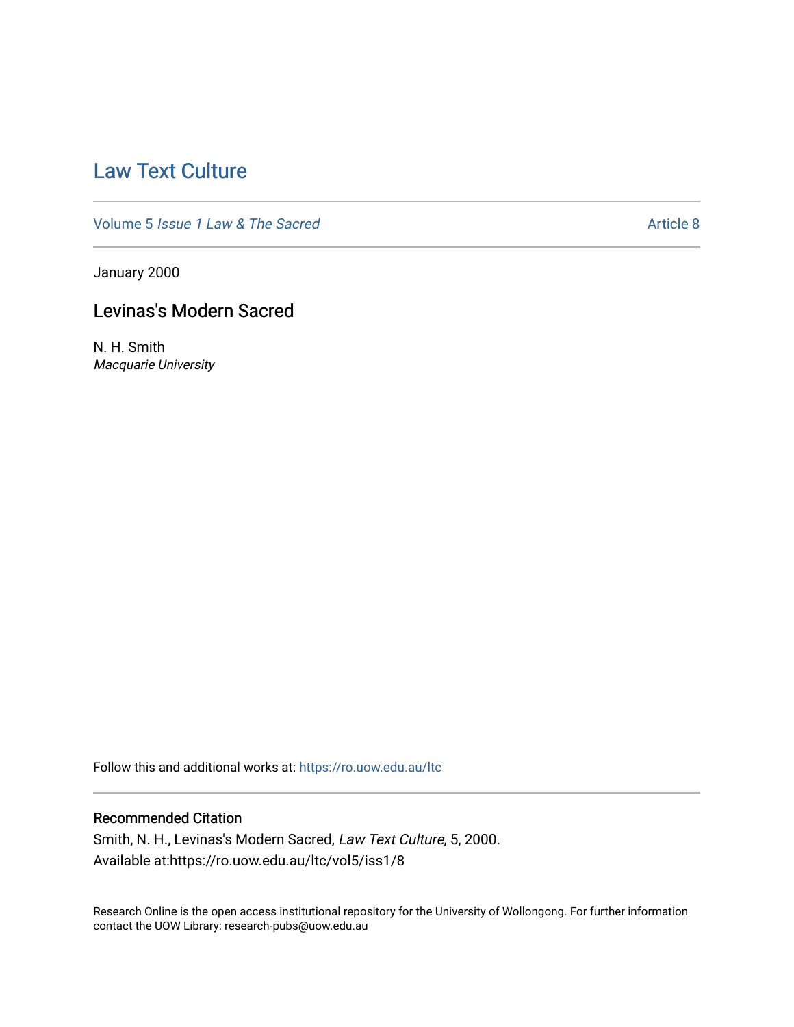# Law Text Culture

Volume 5 *Issue 1 Law & The Sacred* Article 8

January 2000

## Levinas's Modern Sacred

N. H. Smith
*Macquarie University*

Follow this and additional works at: https://ro.uow.edu.au/ltc

### Recommended Citation

Smith, N. H., Levinas's Modern Sacred, *Law Text Culture*, 5, 2000.
Available at:https://ro.uow.edu.au/ltc/vol5/iss1/8

Research Online is the open access institutional repository for the University of Wollongong. For further information contact the UOW Library: research-pubs@uow.edu.au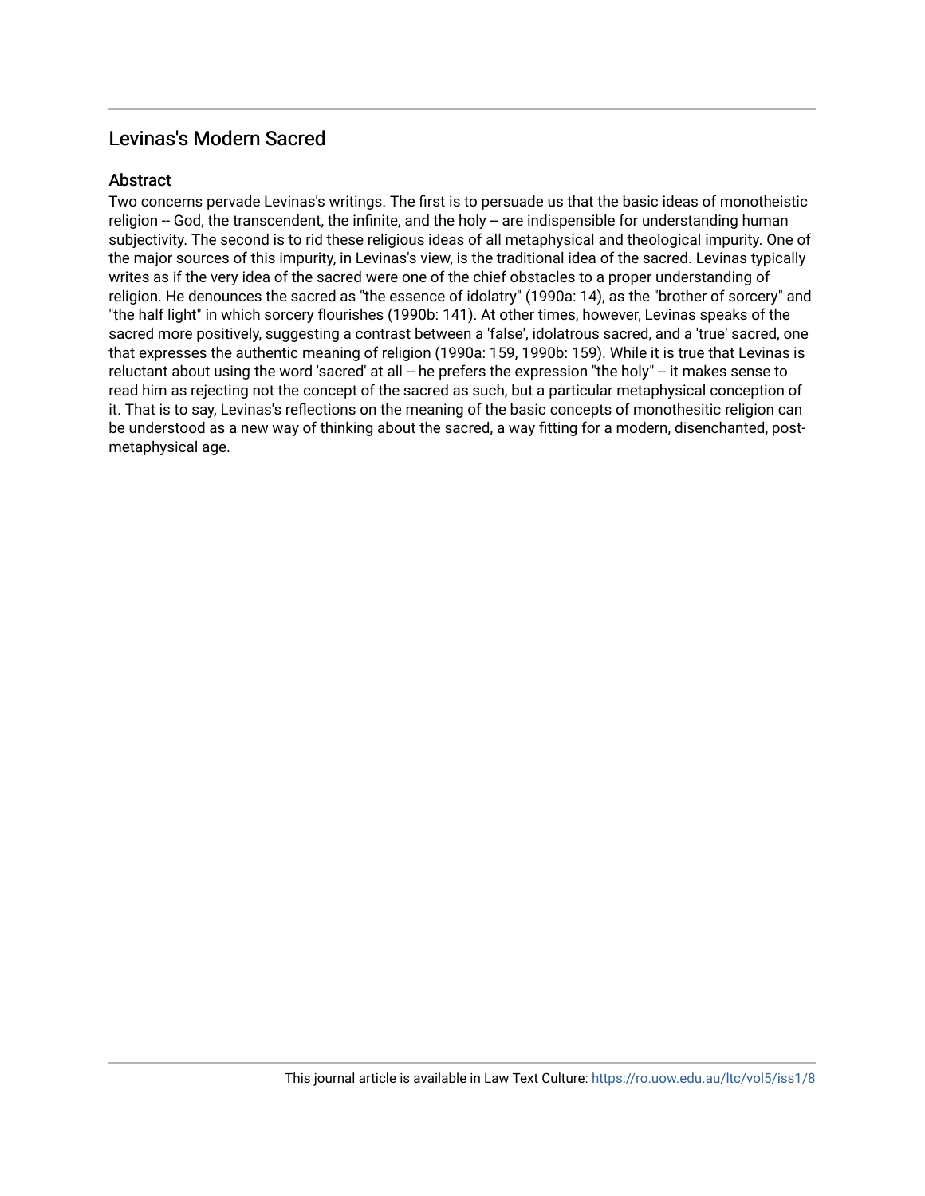## Levinas's Modern Sacred

### Abstract

Two concerns pervade Levinas's writings. The first is to persuade us that the basic ideas of monotheistic religion -- God, the transcendent, the infinite, and the holy -- are indispensible for understanding human subjectivity. The second is to rid these religious ideas of all metaphysical and theological impurity. One of the major sources of this impurity, in Levinas's view, is the traditional idea of the sacred. Levinas typically writes as if the very idea of the sacred were one of the chief obstacles to a proper understanding of religion. He denounces the sacred as "the essence of idolatry" (1990a: 14), as the "brother of sorcery" and "the half light" in which sorcery flourishes (1990b: 141). At other times, however, Levinas speaks of the sacred more positively, suggesting a contrast between a 'false', idolatrous sacred, and a 'true' sacred, one that expresses the authentic meaning of religion (1990a: 159, 1990b: 159). While it is true that Levinas is reluctant about using the word 'sacred' at all -- he prefers the expression "the holy" -- it makes sense to read him as rejecting not the concept of the sacred as such, but a particular metaphysical conception of it. That is to say, Levinas's reflections on the meaning of the basic concepts of monothesitic religion can be understood as a new way of thinking about the sacred, a way fitting for a modern, disenchanted, post-metaphysical age.

This journal article is available in Law Text Culture: https://ro.uow.edu.au/ltc/vol5/iss1/8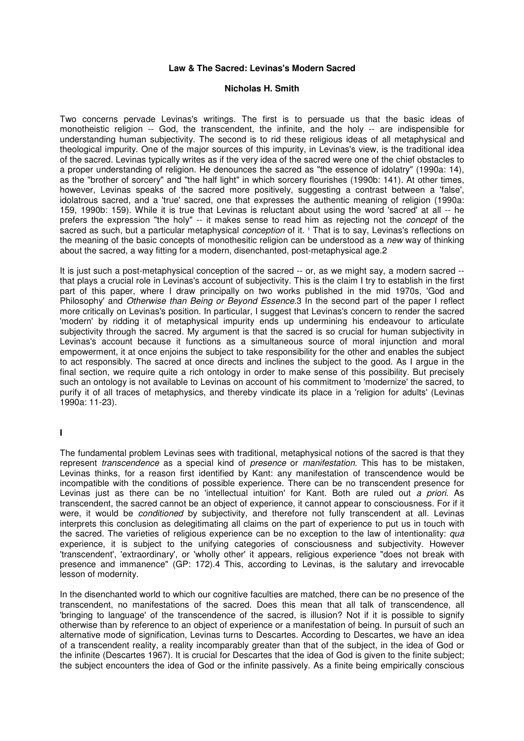**Law & The Sacred: Levinas's Modern Sacred**

**Nicholas H. Smith**

Two concerns pervade Levinas's writings. The first is to persuade us that the basic ideas of monotheistic religion -- God, the transcendent, the infinite, and the holy -- are indispensible for understanding human subjectivity. The second is to rid these religious ideas of all metaphysical and theological impurity. One of the major sources of this impurity, in Levinas's view, is the traditional idea of the sacred. Levinas typically writes as if the very idea of the sacred were one of the chief obstacles to a proper understanding of religion. He denounces the sacred as "the essence of idolatry" (1990a: 14), as the "brother of sorcery" and "the half light" in which sorcery flourishes (1990b: 141). At other times, however, Levinas speaks of the sacred more positively, suggesting a contrast between a 'false', idolatrous sacred, and a 'true' sacred, one that expresses the authentic meaning of religion (1990a: 159, 1990b: 159). While it is true that Levinas is reluctant about using the word 'sacred' at all -- he prefers the expression "the holy" -- it makes sense to read him as rejecting not the *concept* of the sacred as such, but a particular metaphysical *conception* of it. [1] That is to say, Levinas's reflections on the meaning of the basic concepts of monothesitic religion can be understood as a *new* way of thinking about the sacred, a way fitting for a modern, disenchanted, post-metaphysical age.2

It is just such a post-metaphysical conception of the sacred -- or, as we might say, a modern sacred -- that plays a crucial role in Levinas's account of subjectivity. This is the claim I try to establish in the first part of this paper, where I draw principally on two works published in the mid 1970s, 'God and Philosophy' and *Otherwise than Being or Beyond Essence*.3 In the second part of the paper I reflect more critically on Levinas's position. In particular, I suggest that Levinas's concern to render the sacred 'modern' by ridding it of metaphysical impurity ends up undermining his endeavour to articulate subjectivity through the sacred. My argument is that the sacred is so crucial for human subjectivity in Levinas's account because it functions as a simultaneous source of moral injunction and moral empowerment, it at once enjoins the subject to take responsibility for the other and enables the subject to act responsibly. The sacred at once directs and inclines the subject to the good. As I argue in the final section, we require quite a rich ontology in order to make sense of this possibility. But precisely such an ontology is not available to Levinas on account of his commitment to 'modernize' the sacred, to purify it of all traces of metaphysics, and thereby vindicate its place in a 'religion for adults' (Levinas 1990a: 11-23).

## I

The fundamental problem Levinas sees with traditional, metaphysical notions of the sacred is that they represent *transcendence* as a special kind of *presence* or *manifestation*. This has to be mistaken, Levinas thinks, for a reason first identified by Kant: any manifestation of transcendence would be incompatible with the conditions of possible experience. There can be no transcendent presence for Levinas just as there can be no 'intellectual intuition' for Kant. Both are ruled out *a priori*. As transcendent, the sacred cannot be an object of experience, it cannot appear to consciousness. For if it were, it would be *conditioned* by subjectivity, and therefore not fully transcendent at all. Levinas interprets this conclusion as delegitimating all claims on the part of experience to put us in touch with the sacred. The varieties of religious experience can be no exception to the law of intentionality: *qua* experience, it is subject to the unifying categories of consciousness and subjectivity. However 'transcendent', 'extraordinary', or 'wholly other' it appears, religious experience "does not break with presence and immanence" (GP: 172).4 This, according to Levinas, is the salutary and irrevocable lesson of modernity.

In the disenchanted world to which our cognitive faculties are matched, there can be no presence of the transcendent, no manifestations of the sacred. Does this mean that all talk of transcendence, all 'bringing to language' of the transcendence of the sacred, is illusion? Not if it is possible to signify otherwise than by reference to an object of experience or a manifestation of being. In pursuit of such an alternative mode of signification, Levinas turns to Descartes. According to Descartes, we have an idea of a transcendent reality, a reality incomparably greater than that of the subject, in the idea of God or the infinite (Descartes 1967). It is crucial for Descartes that the idea of God is given to the finite subject; the subject encounters the idea of God or the infinite passively. As a finite being empirically conscious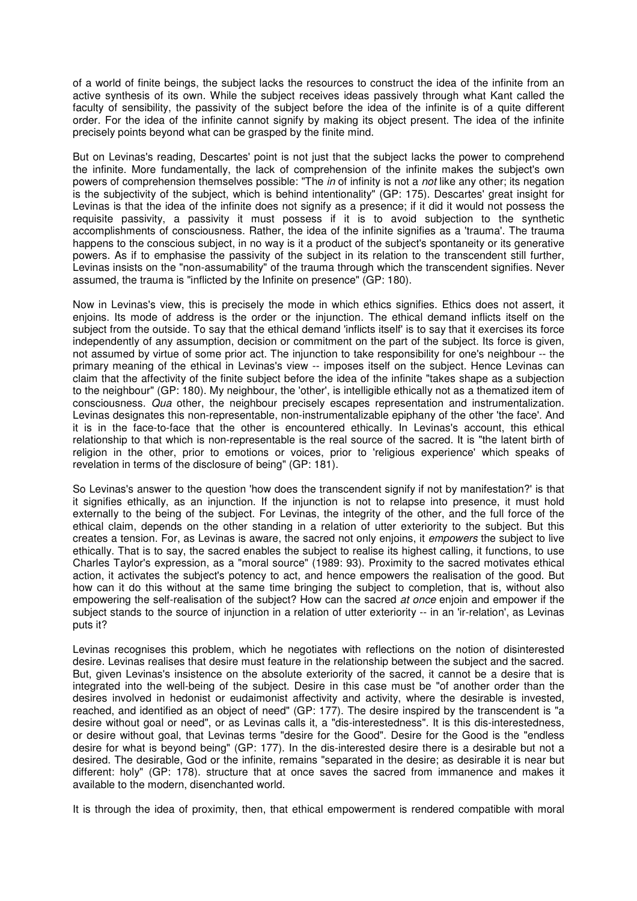of a world of finite beings, the subject lacks the resources to construct the idea of the infinite from an active synthesis of its own. While the subject receives ideas passively through what Kant called the faculty of sensibility, the passivity of the subject before the idea of the infinite is of a quite different order. For the idea of the infinite cannot signify by making its object present. The idea of the infinite precisely points beyond what can be grasped by the finite mind.

But on Levinas's reading, Descartes' point is not just that the subject lacks the power to comprehend the infinite. More fundamentally, the lack of comprehension of the infinite makes the subject's own powers of comprehension themselves possible: "The *in* of infinity is not a *not* like any other; its negation is the subjectivity of the subject, which is behind intentionality" (GP: 175). Descartes' great insight for Levinas is that the idea of the infinite does not signify as a presence; if it did it would not possess the requisite passivity, a passivity it must possess if it is to avoid subjection to the synthetic accomplishments of consciousness. Rather, the idea of the infinite signifies as a 'trauma'. The trauma happens to the conscious subject, in no way is it a product of the subject's spontaneity or its generative powers. As if to emphasise the passivity of the subject in its relation to the transcendent still further, Levinas insists on the "non-assumability" of the trauma through which the transcendent signifies. Never assumed, the trauma is "inflicted by the Infinite on presence" (GP: 180).

Now in Levinas's view, this is precisely the mode in which ethics signifies. Ethics does not assert, it enjoins. Its mode of address is the order or the injunction. The ethical demand inflicts itself on the subject from the outside. To say that the ethical demand 'inflicts itself' is to say that it exercises its force independently of any assumption, decision or commitment on the part of the subject. Its force is given, not assumed by virtue of some prior act. The injunction to take responsibility for one's neighbour -- the primary meaning of the ethical in Levinas's view -- imposes itself on the subject. Hence Levinas can claim that the affectivity of the finite subject before the idea of the infinite "takes shape as a subjection to the neighbour" (GP: 180). My neighbour, the 'other', is intelligible ethically not as a thematized item of consciousness. *Qua* other, the neighbour precisely escapes representation and instrumentalization. Levinas designates this non-representable, non-instrumentalizable epiphany of the other 'the face'. And it is in the face-to-face that the other is encountered ethically. In Levinas's account, this ethical relationship to that which is non-representable is the real source of the sacred. It is "the latent birth of religion in the other, prior to emotions or voices, prior to 'religious experience' which speaks of revelation in terms of the disclosure of being" (GP: 181).

So Levinas's answer to the question 'how does the transcendent signify if not by manifestation?' is that it signifies ethically, as an injunction. If the injunction is not to relapse into presence, it must hold externally to the being of the subject. For Levinas, the integrity of the other, and the full force of the ethical claim, depends on the other standing in a relation of utter exteriority to the subject. But this creates a tension. For, as Levinas is aware, the sacred not only enjoins, it *empowers* the subject to live ethically. That is to say, the sacred enables the subject to realise its highest calling, it functions, to use Charles Taylor's expression, as a "moral source" (1989: 93). Proximity to the sacred motivates ethical action, it activates the subject's potency to act, and hence empowers the realisation of the good. But how can it do this without at the same time bringing the subject to completion, that is, without also empowering the self-realisation of the subject? How can the sacred *at once* enjoin and empower if the subject stands to the source of injunction in a relation of utter exteriority -- in an 'ir-relation', as Levinas puts it?

Levinas recognises this problem, which he negotiates with reflections on the notion of disinterested desire. Levinas realises that desire must feature in the relationship between the subject and the sacred. But, given Levinas's insistence on the absolute exteriority of the sacred, it cannot be a desire that is integrated into the well-being of the subject. Desire in this case must be "of another order than the desires involved in hedonist or eudaimonist affectivity and activity, where the desirable is invested, reached, and identified as an object of need" (GP: 177). The desire inspired by the transcendent is "a desire without goal or need", or as Levinas calls it, a "dis-interestedness". It is this dis-interestedness, or desire without goal, that Levinas terms "desire for the Good". Desire for the Good is the "endless desire for what is beyond being" (GP: 177). In the dis-interested desire there is a desirable but not a desired. The desirable, God or the infinite, remains "separated in the desire; as desirable it is near but different: holy" (GP: 178). structure that at once saves the sacred from immanence and makes it available to the modern, disenchanted world.

It is through the idea of proximity, then, that ethical empowerment is rendered compatible with moral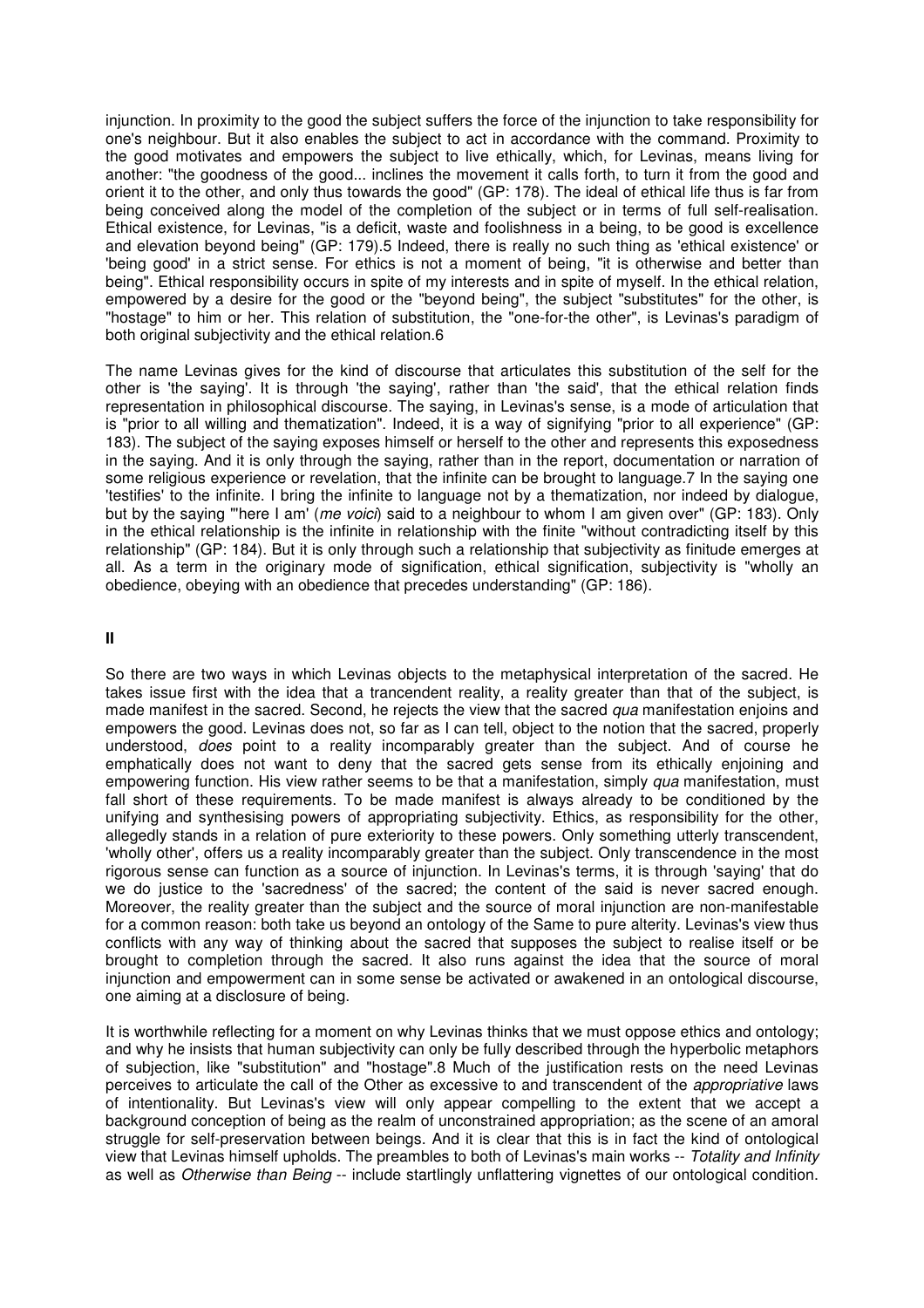injunction. In proximity to the good the subject suffers the force of the injunction to take responsibility for one's neighbour. But it also enables the subject to act in accordance with the command. Proximity to the good motivates and empowers the subject to live ethically, which, for Levinas, means living for another: "the goodness of the good... inclines the movement it calls forth, to turn it from the good and orient it to the other, and only thus towards the good" (GP: 178). The ideal of ethical life thus is far from being conceived along the model of the completion of the subject or in terms of full self-realisation. Ethical existence, for Levinas, "is a deficit, waste and foolishness in a being, to be good is excellence and elevation beyond being" (GP: 179).5 Indeed, there is really no such thing as 'ethical existence' or 'being good' in a strict sense. For ethics is not a moment of being, "it is otherwise and better than being". Ethical responsibility occurs in spite of my interests and in spite of myself. In the ethical relation, empowered by a desire for the good or the "beyond being", the subject "substitutes" for the other, is "hostage" to him or her. This relation of substitution, the "one-for-the other", is Levinas's paradigm of both original subjectivity and the ethical relation.6

The name Levinas gives for the kind of discourse that articulates this substitution of the self for the other is 'the saying'. It is through 'the saying', rather than 'the said', that the ethical relation finds representation in philosophical discourse. The saying, in Levinas's sense, is a mode of articulation that is "prior to all willing and thematization". Indeed, it is a way of signifying "prior to all experience" (GP: 183). The subject of the saying exposes himself or herself to the other and represents this exposedness in the saying. And it is only through the saying, rather than in the report, documentation or narration of some religious experience or revelation, that the infinite can be brought to language.7 In the saying one 'testifies' to the infinite. I bring the infinite to language not by a thematization, nor indeed by dialogue, but by the saying "'here I am' (*me voici*) said to a neighbour to whom I am given over" (GP: 183). Only in the ethical relationship is the infinite in relationship with the finite "without contradicting itself by this relationship" (GP: 184). But it is only through such a relationship that subjectivity as finitude emerges at all. As a term in the originary mode of signification, ethical signification, subjectivity is "wholly an obedience, obeying with an obedience that precedes understanding" (GP: 186).

## II

So there are two ways in which Levinas objects to the metaphysical interpretation of the sacred. He takes issue first with the idea that a trancendent reality, a reality greater than that of the subject, is made manifest in the sacred. Second, he rejects the view that the sacred *qua* manifestation enjoins and empowers the good. Levinas does not, so far as I can tell, object to the notion that the sacred, properly understood, *does* point to a reality incomparably greater than the subject. And of course he emphatically does not want to deny that the sacred gets sense from its ethically enjoining and empowering function. His view rather seems to be that a manifestation, simply *qua* manifestation, must fall short of these requirements. To be made manifest is always already to be conditioned by the unifying and synthesising powers of appropriating subjectivity. Ethics, as responsibility for the other, allegedly stands in a relation of pure exteriority to these powers. Only something utterly transcendent, 'wholly other', offers us a reality incomparably greater than the subject. Only transcendence in the most rigorous sense can function as a source of injunction. In Levinas's terms, it is through 'saying' that do we do justice to the 'sacredness' of the sacred; the content of the said is never sacred enough. Moreover, the reality greater than the subject and the source of moral injunction are non-manifestable for a common reason: both take us beyond an ontology of the Same to pure alterity. Levinas's view thus conflicts with any way of thinking about the sacred that supposes the subject to realise itself or be brought to completion through the sacred. It also runs against the idea that the source of moral injunction and empowerment can in some sense be activated or awakened in an ontological discourse, one aiming at a disclosure of being.

It is worthwhile reflecting for a moment on why Levinas thinks that we must oppose ethics and ontology; and why he insists that human subjectivity can only be fully described through the hyperbolic metaphors of subjection, like "substitution" and "hostage".8 Much of the justification rests on the need Levinas perceives to articulate the call of the Other as excessive to and transcendent of the *appropriative* laws of intentionality. But Levinas's view will only appear compelling to the extent that we accept a background conception of being as the realm of unconstrained appropriation; as the scene of an amoral struggle for self-preservation between beings. And it is clear that this is in fact the kind of ontological view that Levinas himself upholds. The preambles to both of Levinas's main works -- *Totality and Infinity* as well as *Otherwise than Being* -- include startlingly unflattering vignettes of our ontological condition.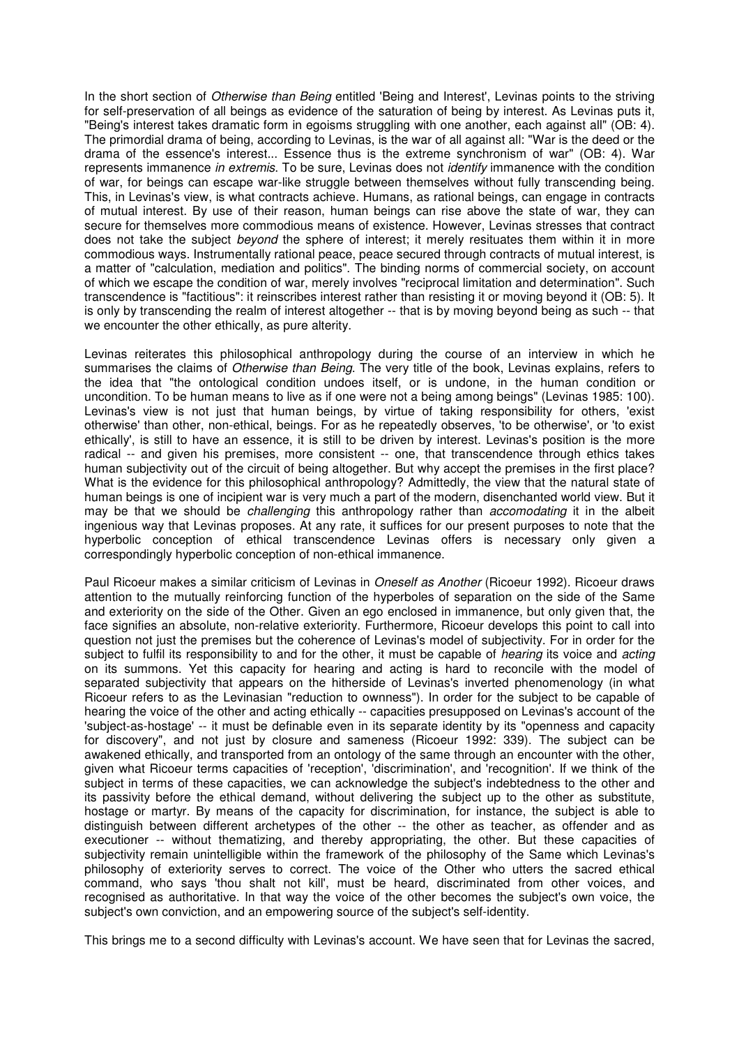In the short section of *Otherwise than Being* entitled 'Being and Interest', Levinas points to the striving for self-preservation of all beings as evidence of the saturation of being by interest. As Levinas puts it, "Being's interest takes dramatic form in egoisms struggling with one another, each against all" (OB: 4). The primordial drama of being, according to Levinas, is the war of all against all: "War is the deed or the drama of the essence's interest... Essence thus is the extreme synchronism of war" (OB: 4). War represents immanence *in extremis*. To be sure, Levinas does not *identify* immanence with the condition of war, for beings can escape war-like struggle between themselves without fully transcending being. This, in Levinas's view, is what contracts achieve. Humans, as rational beings, can engage in contracts of mutual interest. By use of their reason, human beings can rise above the state of war, they can secure for themselves more commodious means of existence. However, Levinas stresses that contract does not take the subject *beyond* the sphere of interest; it merely resituates them within it in more commodious ways. Instrumentally rational peace, peace secured through contracts of mutual interest, is a matter of "calculation, mediation and politics". The binding norms of commercial society, on account of which we escape the condition of war, merely involves "reciprocal limitation and determination". Such transcendence is "factitious": it reinscribes interest rather than resisting it or moving beyond it (OB: 5). It is only by transcending the realm of interest altogether -- that is by moving beyond being as such -- that we encounter the other ethically, as pure alterity.

Levinas reiterates this philosophical anthropology during the course of an interview in which he summarises the claims of *Otherwise than Being*. The very title of the book, Levinas explains, refers to the idea that "the ontological condition undoes itself, or is undone, in the human condition or uncondition. To be human means to live as if one were not a being among beings" (Levinas 1985: 100). Levinas's view is not just that human beings, by virtue of taking responsibility for others, 'exist otherwise' than other, non-ethical, beings. For as he repeatedly observes, 'to be otherwise', or 'to exist ethically', is still to have an essence, it is still to be driven by interest. Levinas's position is the more radical -- and given his premises, more consistent -- one, that transcendence through ethics takes human subjectivity out of the circuit of being altogether. But why accept the premises in the first place? What is the evidence for this philosophical anthropology? Admittedly, the view that the natural state of human beings is one of incipient war is very much a part of the modern, disenchanted world view. But it may be that we should be *challenging* this anthropology rather than *accomodating* it in the albeit ingenious way that Levinas proposes. At any rate, it suffices for our present purposes to note that the hyperbolic conception of ethical transcendence Levinas offers is necessary only given a correspondingly hyperbolic conception of non-ethical immanence.

Paul Ricoeur makes a similar criticism of Levinas in *Oneself as Another* (Ricoeur 1992). Ricoeur draws attention to the mutually reinforcing function of the hyperboles of separation on the side of the Same and exteriority on the side of the Other. Given an ego enclosed in immanence, but only given that, the face signifies an absolute, non-relative exteriority. Furthermore, Ricoeur develops this point to call into question not just the premises but the coherence of Levinas's model of subjectivity. For in order for the subject to fulfil its responsibility to and for the other, it must be capable of *hearing* its voice and *acting* on its summons. Yet this capacity for hearing and acting is hard to reconcile with the model of separated subjectivity that appears on the hitherside of Levinas's inverted phenomenology (in what Ricoeur refers to as the Levinasian "reduction to ownness"). In order for the subject to be capable of hearing the voice of the other and acting ethically -- capacities presupposed on Levinas's account of the 'subject-as-hostage' -- it must be definable even in its separate identity by its "openness and capacity for discovery", and not just by closure and sameness (Ricoeur 1992: 339). The subject can be awakened ethically, and transported from an ontology of the same through an encounter with the other, given what Ricoeur terms capacities of 'reception', 'discrimination', and 'recognition'. If we think of the subject in terms of these capacities, we can acknowledge the subject's indebtedness to the other and its passivity before the ethical demand, without delivering the subject up to the other as substitute, hostage or martyr. By means of the capacity for discrimination, for instance, the subject is able to distinguish between different archetypes of the other -- the other as teacher, as offender and as executioner -- without thematizing, and thereby appropriating, the other. But these capacities of subjectivity remain unintelligible within the framework of the philosophy of the Same which Levinas's philosophy of exteriority serves to correct. The voice of the Other who utters the sacred ethical command, who says 'thou shalt not kill', must be heard, discriminated from other voices, and recognised as authoritative. In that way the voice of the other becomes the subject's own voice, the subject's own conviction, and an empowering source of the subject's self-identity.

This brings me to a second difficulty with Levinas's account. We have seen that for Levinas the sacred,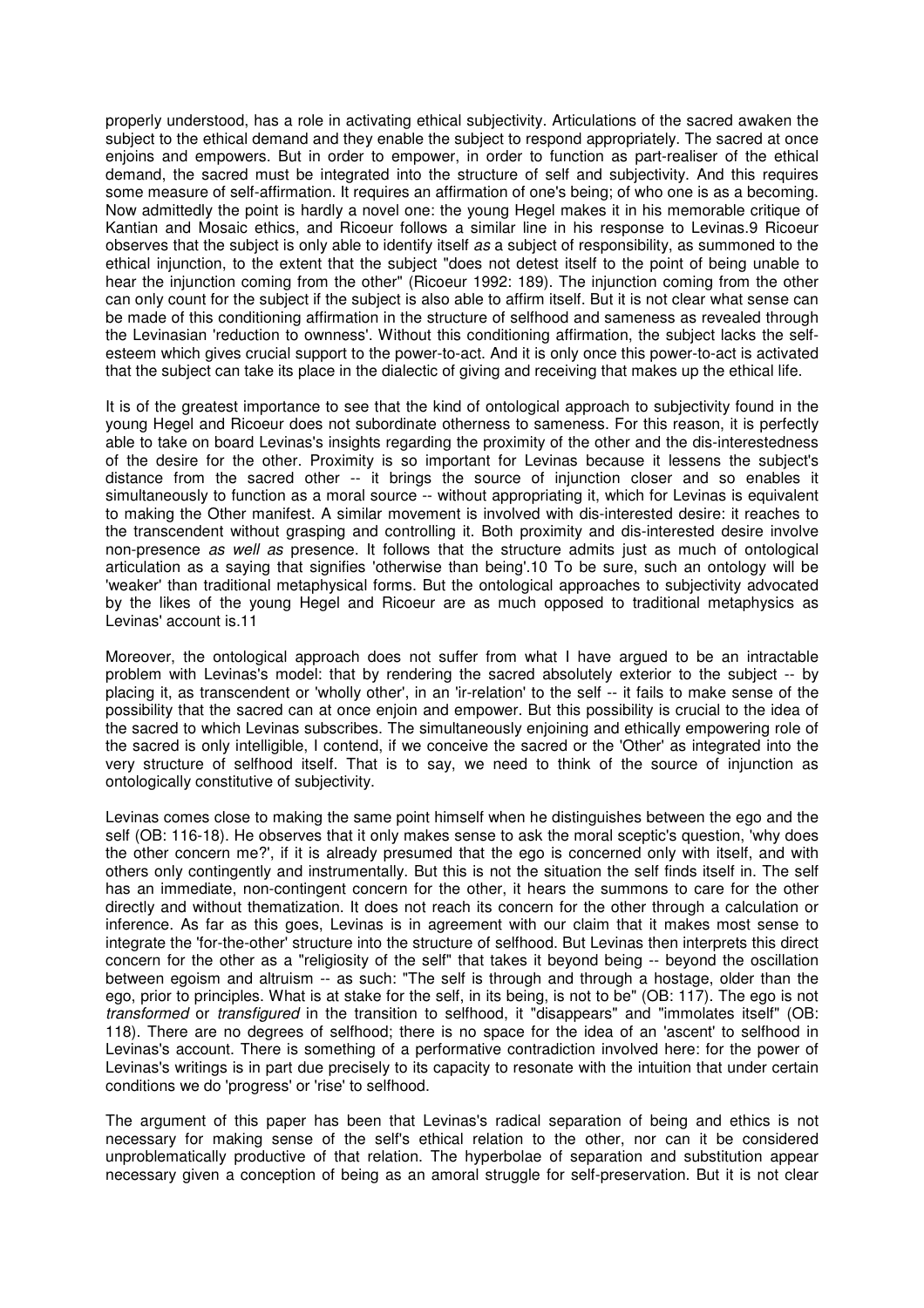properly understood, has a role in activating ethical subjectivity. Articulations of the sacred awaken the subject to the ethical demand and they enable the subject to respond appropriately. The sacred at once enjoins and empowers. But in order to empower, in order to function as part-realiser of the ethical demand, the sacred must be integrated into the structure of self and subjectivity. And this requires some measure of self-affirmation. It requires an affirmation of one's being; of who one is as a becoming. Now admittedly the point is hardly a novel one: the young Hegel makes it in his memorable critique of Kantian and Mosaic ethics, and Ricoeur follows a similar line in his response to Levinas.9 Ricoeur observes that the subject is only able to identify itself *as* a subject of responsibility, as summoned to the ethical injunction, to the extent that the subject "does not detest itself to the point of being unable to hear the injunction coming from the other" (Ricoeur 1992: 189). The injunction coming from the other can only count for the subject if the subject is also able to affirm itself. But it is not clear what sense can be made of this conditioning affirmation in the structure of selfhood and sameness as revealed through the Levinasian 'reduction to ownness'. Without this conditioning affirmation, the subject lacks the self-esteem which gives crucial support to the power-to-act. And it is only once this power-to-act is activated that the subject can take its place in the dialectic of giving and receiving that makes up the ethical life.

It is of the greatest importance to see that the kind of ontological approach to subjectivity found in the young Hegel and Ricoeur does not subordinate otherness to sameness. For this reason, it is perfectly able to take on board Levinas's insights regarding the proximity of the other and the dis-interestedness of the desire for the other. Proximity is so important for Levinas because it lessens the subject's distance from the sacred other -- it brings the source of injunction closer and so enables it simultaneously to function as a moral source -- without appropriating it, which for Levinas is equivalent to making the Other manifest. A similar movement is involved with dis-interested desire: it reaches to the transcendent without grasping and controlling it. Both proximity and dis-interested desire involve non-presence *as well as* presence. It follows that the structure admits just as much of ontological articulation as a saying that signifies 'otherwise than being'.10 To be sure, such an ontology will be 'weaker' than traditional metaphysical forms. But the ontological approaches to subjectivity advocated by the likes of the young Hegel and Ricoeur are as much opposed to traditional metaphysics as Levinas' account is.11

Moreover, the ontological approach does not suffer from what I have argued to be an intractable problem with Levinas's model: that by rendering the sacred absolutely exterior to the subject -- by placing it, as transcendent or 'wholly other', in an 'ir-relation' to the self -- it fails to make sense of the possibility that the sacred can at once enjoin and empower. But this possibility is crucial to the idea of the sacred to which Levinas subscribes. The simultaneously enjoining and ethically empowering role of the sacred is only intelligible, I contend, if we conceive the sacred or the 'Other' as integrated into the very structure of selfhood itself. That is to say, we need to think of the source of injunction as ontologically constitutive of subjectivity.

Levinas comes close to making the same point himself when he distinguishes between the ego and the self (OB: 116-18). He observes that it only makes sense to ask the moral sceptic's question, 'why does the other concern me?', if it is already presumed that the ego is concerned only with itself, and with others only contingently and instrumentally. But this is not the situation the self finds itself in. The self has an immediate, non-contingent concern for the other, it hears the summons to care for the other directly and without thematization. It does not reach its concern for the other through a calculation or inference. As far as this goes, Levinas is in agreement with our claim that it makes most sense to integrate the 'for-the-other' structure into the structure of selfhood. But Levinas then interprets this direct concern for the other as a "religiosity of the self" that takes it beyond being -- beyond the oscillation between egoism and altruism -- as such: "The self is through and through a hostage, older than the ego, prior to principles. What is at stake for the self, in its being, is not to be" (OB: 117). The ego is not *transformed* or *transfigured* in the transition to selfhood, it "disappears" and "immolates itself" (OB: 118). There are no degrees of selfhood; there is no space for the idea of an 'ascent' to selfhood in Levinas's account. There is something of a performative contradiction involved here: for the power of Levinas's writings is in part due precisely to its capacity to resonate with the intuition that under certain conditions we do 'progress' or 'rise' to selfhood.

The argument of this paper has been that Levinas's radical separation of being and ethics is not necessary for making sense of the self's ethical relation to the other, nor can it be considered unproblematically productive of that relation. The hyperbolae of separation and substitution appear necessary given a conception of being as an amoral struggle for self-preservation. But it is not clear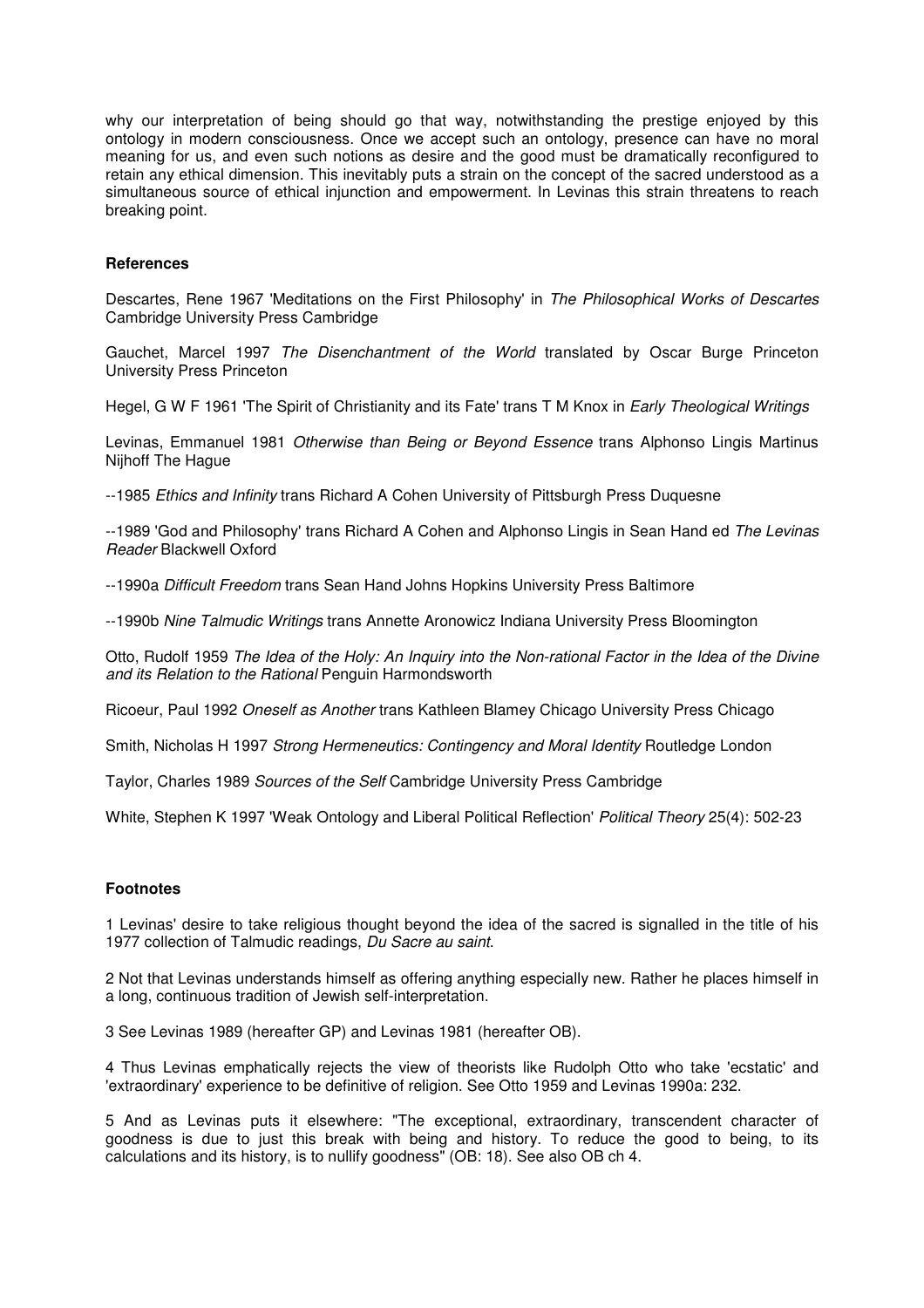why our interpretation of being should go that way, notwithstanding the prestige enjoyed by this ontology in modern consciousness. Once we accept such an ontology, presence can have no moral meaning for us, and even such notions as desire and the good must be dramatically reconfigured to retain any ethical dimension. This inevitably puts a strain on the concept of the sacred understood as a simultaneous source of ethical injunction and empowerment. In Levinas this strain threatens to reach breaking point.

**References**

Descartes, Rene 1967 'Meditations on the First Philosophy' in *The Philosophical Works of Descartes* Cambridge University Press Cambridge

Gauchet, Marcel 1997 *The Disenchantment of the World* translated by Oscar Burge Princeton University Press Princeton

Hegel, G W F 1961 'The Spirit of Christianity and its Fate' trans T M Knox in *Early Theological Writings*

Levinas, Emmanuel 1981 *Otherwise than Being or Beyond Essence* trans Alphonso Lingis Martinus Nijhoff The Hague

--1985 *Ethics and Infinity* trans Richard A Cohen University of Pittsburgh Press Duquesne

--1989 'God and Philosophy' trans Richard A Cohen and Alphonso Lingis in Sean Hand ed *The Levinas Reader* Blackwell Oxford

--1990a *Difficult Freedom* trans Sean Hand Johns Hopkins University Press Baltimore

--1990b *Nine Talmudic Writings* trans Annette Aronowicz Indiana University Press Bloomington

Otto, Rudolf 1959 *The Idea of the Holy: An Inquiry into the Non-rational Factor in the Idea of the Divine and its Relation to the Rational* Penguin Harmondsworth

Ricoeur, Paul 1992 *Oneself as Another* trans Kathleen Blamey Chicago University Press Chicago

Smith, Nicholas H 1997 *Strong Hermeneutics: Contingency and Moral Identity* Routledge London

Taylor, Charles 1989 *Sources of the Self* Cambridge University Press Cambridge

White, Stephen K 1997 'Weak Ontology and Liberal Political Reflection' *Political Theory* 25(4): 502-23

**Footnotes**

1 Levinas' desire to take religious thought beyond the idea of the sacred is signalled in the title of his 1977 collection of Talmudic readings, *Du Sacre au saint*.

2 Not that Levinas understands himself as offering anything especially new. Rather he places himself in a long, continuous tradition of Jewish self-interpretation.

3 See Levinas 1989 (hereafter GP) and Levinas 1981 (hereafter OB).

4 Thus Levinas emphatically rejects the view of theorists like Rudolph Otto who take 'ecstatic' and 'extraordinary' experience to be definitive of religion. See Otto 1959 and Levinas 1990a: 232.

5 And as Levinas puts it elsewhere: "The exceptional, extraordinary, transcendent character of goodness is due to just this break with being and history. To reduce the good to being, to its calculations and its history, is to nullify goodness" (OB: 18). See also OB ch 4.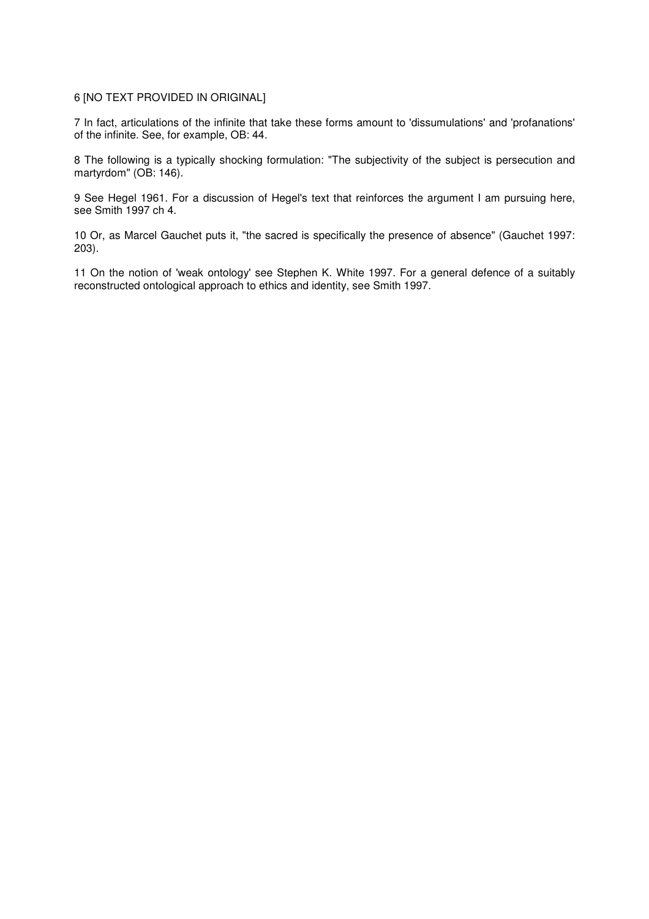6 [NO TEXT PROVIDED IN ORIGINAL]

7 In fact, articulations of the infinite that take these forms amount to 'dissumulations' and 'profanations' of the infinite. See, for example, OB: 44.

8 The following is a typically shocking formulation: "The subjectivity of the subject is persecution and martyrdom" (OB: 146).

9 See Hegel 1961. For a discussion of Hegel's text that reinforces the argument I am pursuing here, see Smith 1997 ch 4.

10 Or, as Marcel Gauchet puts it, "the sacred is specifically the presence of absence" (Gauchet 1997: 203).

11 On the notion of 'weak ontology' see Stephen K. White 1997. For a general defence of a suitably reconstructed ontological approach to ethics and identity, see Smith 1997.